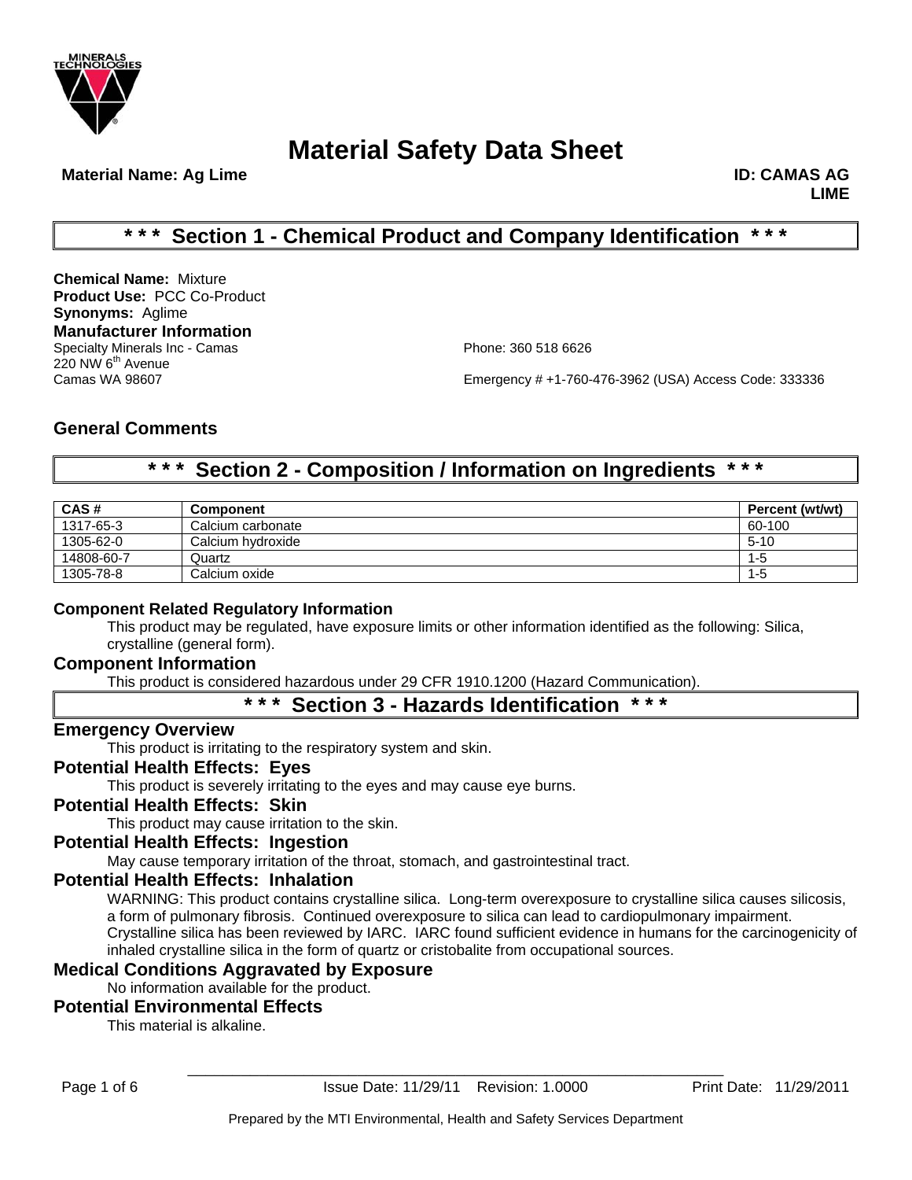# Material Safety Data Sheet

**Material Name: Ag Lime** **ID: CAMAS AG LIME**

## * * * Section 1 - Chemical Product and Company Identification * * *

**Chemical Name:** Mixture
**Product Use:** PCC Co-Product
**Synonyms:** Aglime

### Manufacturer Information

Specialty Minerals Inc - Camas
220 NW 6th Avenue
Camas WA 98607

Phone: 360 518 6626

Emergency # +1-760-476-3962 (USA) Access Code: 333336

### General Comments

## * * * Section 2 - Composition / Information on Ingredients * * *

| CAS # | Component | Percent (wt/wt) |
|---|---|---|
| 1317-65-3 | Calcium carbonate | 60-100 |
| 1305-62-0 | Calcium hydroxide | 5-10 |
| 14808-60-7 | Quartz | 1-5 |
| 1305-78-8 | Calcium oxide | 1-5 |

### Component Related Regulatory Information

This product may be regulated, have exposure limits or other information identified as the following: Silica, crystalline (general form).

### Component Information

This product is considered hazardous under 29 CFR 1910.1200 (Hazard Communication).

## * * * Section 3 - Hazards Identification * * *

### Emergency Overview

This product is irritating to the respiratory system and skin.

### Potential Health Effects: Eyes

This product is severely irritating to the eyes and may cause eye burns.

### Potential Health Effects: Skin

This product may cause irritation to the skin.

### Potential Health Effects: Ingestion

May cause temporary irritation of the throat, stomach, and gastrointestinal tract.

### Potential Health Effects: Inhalation

WARNING: This product contains crystalline silica. Long-term overexposure to crystalline silica causes silicosis, a form of pulmonary fibrosis. Continued overexposure to silica can lead to cardiopulmonary impairment. Crystalline silica has been reviewed by IARC. IARC found sufficient evidence in humans for the carcinogenicity of inhaled crystalline silica in the form of quartz or cristobalite from occupational sources.

### Medical Conditions Aggravated by Exposure

No information available for the product.

### Potential Environmental Effects

This material is alkaline.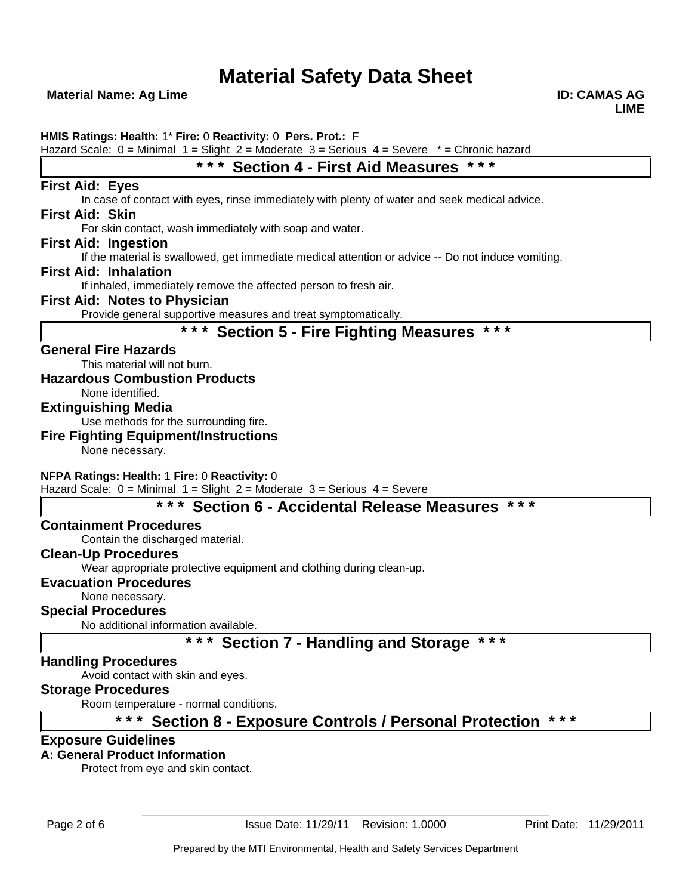# Material Safety Data Sheet

**Material Name: Ag Lime** **ID: CAMAS AG LIME**

**HMIS Ratings: Health:** 1* **Fire:** 0 **Reactivity:** 0 **Pers. Prot.:** F
Hazard Scale: 0 = Minimal 1 = Slight 2 = Moderate 3 = Serious 4 = Severe * = Chronic hazard

## * * * Section 4 - First Aid Measures * * *

### First Aid: Eyes

In case of contact with eyes, rinse immediately with plenty of water and seek medical advice.

### First Aid: Skin

For skin contact, wash immediately with soap and water.

### First Aid: Ingestion

If the material is swallowed, get immediate medical attention or advice -- Do not induce vomiting.

### First Aid: Inhalation

If inhaled, immediately remove the affected person to fresh air.

### First Aid: Notes to Physician

Provide general supportive measures and treat symptomatically.

## * * * Section 5 - Fire Fighting Measures * * *

### General Fire Hazards

This material will not burn.

### Hazardous Combustion Products

None identified.

### Extinguishing Media

Use methods for the surrounding fire.

### Fire Fighting Equipment/Instructions

None necessary.

**NFPA Ratings: Health:** 1 **Fire:** 0 **Reactivity:** 0
Hazard Scale: 0 = Minimal 1 = Slight 2 = Moderate 3 = Serious 4 = Severe

## * * * Section 6 - Accidental Release Measures * * *

### Containment Procedures

Contain the discharged material.

### Clean-Up Procedures

Wear appropriate protective equipment and clothing during clean-up.

### Evacuation Procedures

None necessary.

### Special Procedures

No additional information available.

## * * * Section 7 - Handling and Storage * * *

### Handling Procedures

Avoid contact with skin and eyes.

### Storage Procedures

Room temperature - normal conditions.

## * * * Section 8 - Exposure Controls / Personal Protection * * *

### Exposure Guidelines

**A: General Product Information**

Protect from eye and skin contact.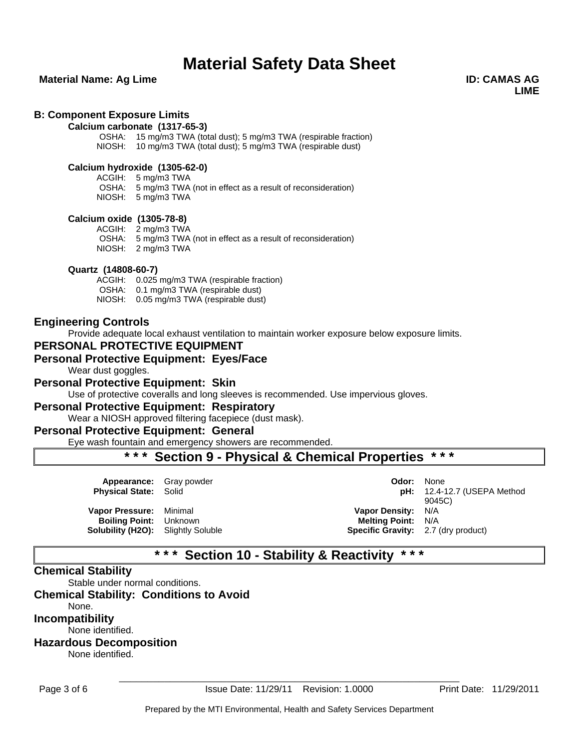### B: Component Exposure Limits

**Calcium carbonate (1317-65-3)**

OSHA: 15 mg/m3 TWA (total dust); 5 mg/m3 TWA (respirable fraction)
NIOSH: 10 mg/m3 TWA (total dust); 5 mg/m3 TWA (respirable dust)

**Calcium hydroxide (1305-62-0)**

ACGIH: 5 mg/m3 TWA
OSHA: 5 mg/m3 TWA (not in effect as a result of reconsideration)
NIOSH: 5 mg/m3 TWA

**Calcium oxide (1305-78-8)**

ACGIH: 2 mg/m3 TWA
OSHA: 5 mg/m3 TWA (not in effect as a result of reconsideration)
NIOSH: 2 mg/m3 TWA

**Quartz (14808-60-7)**

ACGIH: 0.025 mg/m3 TWA (respirable fraction)
OSHA: 0.1 mg/m3 TWA (respirable dust)
NIOSH: 0.05 mg/m3 TWA (respirable dust)

## Engineering Controls

Provide adequate local exhaust ventilation to maintain worker exposure below exposure limits.

## PERSONAL PROTECTIVE EQUIPMENT

## Personal Protective Equipment: Eyes/Face

Wear dust goggles.

## Personal Protective Equipment: Skin

Use of protective coveralls and long sleeves is recommended. Use impervious gloves.

## Personal Protective Equipment: Respiratory

Wear a NIOSH approved filtering facepiece (dust mask).

## Personal Protective Equipment: General

Eye wash fountain and emergency showers are recommended.

## \* \* \* Section 9 - Physical & Chemical Properties \* \* \*

| | | | |
|---|---|---|---|
| **Appearance:** | Gray powder | **Odor:** | None |
| **Physical State:** | Solid | **pH:** | 12.4-12.7 (USEPA Method 9045C) |
| **Vapor Pressure:** | Minimal | **Vapor Density:** | N/A |
| **Boiling Point:** | Unknown | **Melting Point:** | N/A |
| **Solubility (H2O):** | Slightly Soluble | **Specific Gravity:** | 2.7 (dry product) |

## \* \* \* Section 10 - Stability & Reactivity \* \* \*

## Chemical Stability

Stable under normal conditions.

## Chemical Stability: Conditions to Avoid

None.

## Incompatibility

None identified.

## Hazardous Decomposition

None identified.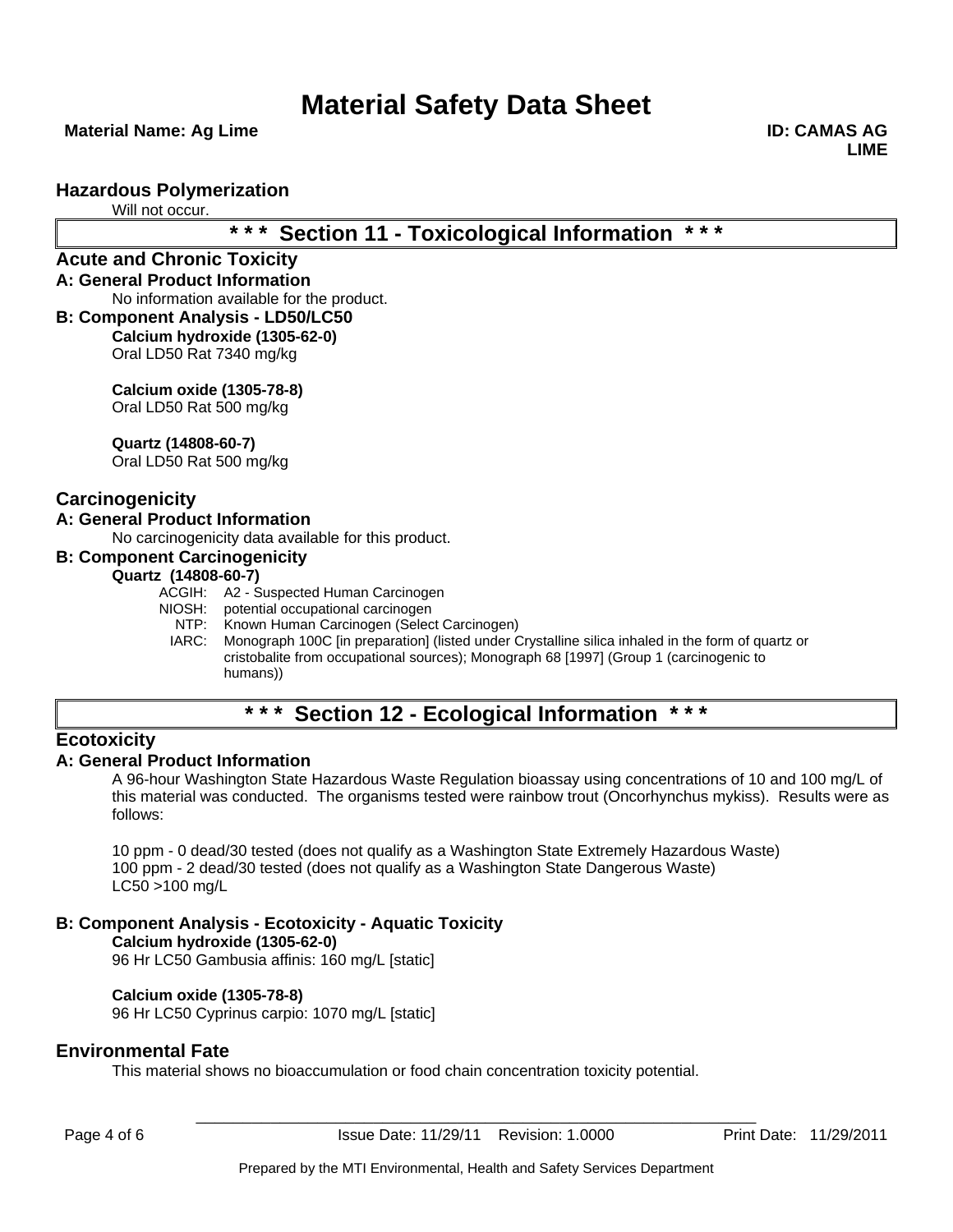### Hazardous Polymerization

Will not occur.

## \* \* \* Section 11 - Toxicological Information \* \* \*

### Acute and Chronic Toxicity

#### A: General Product Information

No information available for the product.

#### B: Component Analysis - LD50/LC50

**Calcium hydroxide (1305-62-0)**
Oral LD50 Rat 7340 mg/kg

**Calcium oxide (1305-78-8)**
Oral LD50 Rat 500 mg/kg

**Quartz (14808-60-7)**
Oral LD50 Rat 500 mg/kg

### Carcinogenicity

#### A: General Product Information

No carcinogenicity data available for this product.

#### B: Component Carcinogenicity

**Quartz (14808-60-7)**

ACGIH: A2 - Suspected Human Carcinogen
NIOSH: potential occupational carcinogen
NTP: Known Human Carcinogen (Select Carcinogen)
IARC: Monograph 100C [in preparation] (listed under Crystalline silica inhaled in the form of quartz or cristobalite from occupational sources); Monograph 68 [1997] (Group 1 (carcinogenic to humans))

## \* \* \* Section 12 - Ecological Information \* \* \*

### Ecotoxicity

#### A: General Product Information

A 96-hour Washington State Hazardous Waste Regulation bioassay using concentrations of 10 and 100 mg/L of this material was conducted. The organisms tested were rainbow trout (Oncorhynchus mykiss). Results were as follows:

10 ppm - 0 dead/30 tested (does not qualify as a Washington State Extremely Hazardous Waste)
100 ppm - 2 dead/30 tested (does not qualify as a Washington State Dangerous Waste)
LC50 >100 mg/L

#### B: Component Analysis - Ecotoxicity - Aquatic Toxicity

**Calcium hydroxide (1305-62-0)**
96 Hr LC50 Gambusia affinis: 160 mg/L [static]

**Calcium oxide (1305-78-8)**
96 Hr LC50 Cyprinus carpio: 1070 mg/L [static]

### Environmental Fate

This material shows no bioaccumulation or food chain concentration toxicity potential.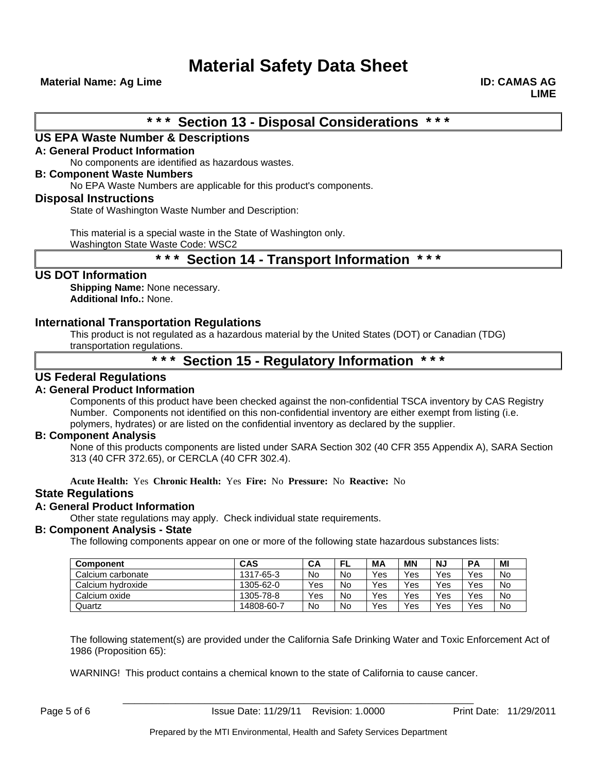# Material Safety Data Sheet

**Material Name: Ag Lime** **ID: CAMAS AG LIME**

## * * * Section 13 - Disposal Considerations * * *

### US EPA Waste Number & Descriptions

**A: General Product Information**

No components are identified as hazardous wastes.

**B: Component Waste Numbers**

No EPA Waste Numbers are applicable for this product's components.

### Disposal Instructions

State of Washington Waste Number and Description:

This material is a special waste in the State of Washington only.
Washington State Waste Code: WSC2

## * * * Section 14 - Transport Information * * *

### US DOT Information

**Shipping Name:** None necessary.
**Additional Info.:** None.

### International Transportation Regulations

This product is not regulated as a hazardous material by the United States (DOT) or Canadian (TDG) transportation regulations.

## * * * Section 15 - Regulatory Information * * *

### US Federal Regulations

**A: General Product Information**

Components of this product have been checked against the non-confidential TSCA inventory by CAS Registry Number. Components not identified on this non-confidential inventory are either exempt from listing (i.e. polymers, hydrates) or are listed on the confidential inventory as declared by the supplier.

**B: Component Analysis**

None of this products components are listed under SARA Section 302 (40 CFR 355 Appendix A), SARA Section 313 (40 CFR 372.65), or CERCLA (40 CFR 302.4).

**Acute Health:** Yes **Chronic Health:** Yes **Fire:** No **Pressure:** No **Reactive:** No

### State Regulations

**A: General Product Information**

Other state regulations may apply. Check individual state requirements.

**B: Component Analysis - State**

The following components appear on one or more of the following state hazardous substances lists:

| Component | CAS | CA | FL | MA | MN | NJ | PA | MI |
|---|---|---|---|---|---|---|---|---|
| Calcium carbonate | 1317-65-3 | No | No | Yes | Yes | Yes | Yes | No |
| Calcium hydroxide | 1305-62-0 | Yes | No | Yes | Yes | Yes | Yes | No |
| Calcium oxide | 1305-78-8 | Yes | No | Yes | Yes | Yes | Yes | No |
| Quartz | 14808-60-7 | No | No | Yes | Yes | Yes | Yes | No |

The following statement(s) are provided under the California Safe Drinking Water and Toxic Enforcement Act of 1986 (Proposition 65):

WARNING! This product contains a chemical known to the state of California to cause cancer.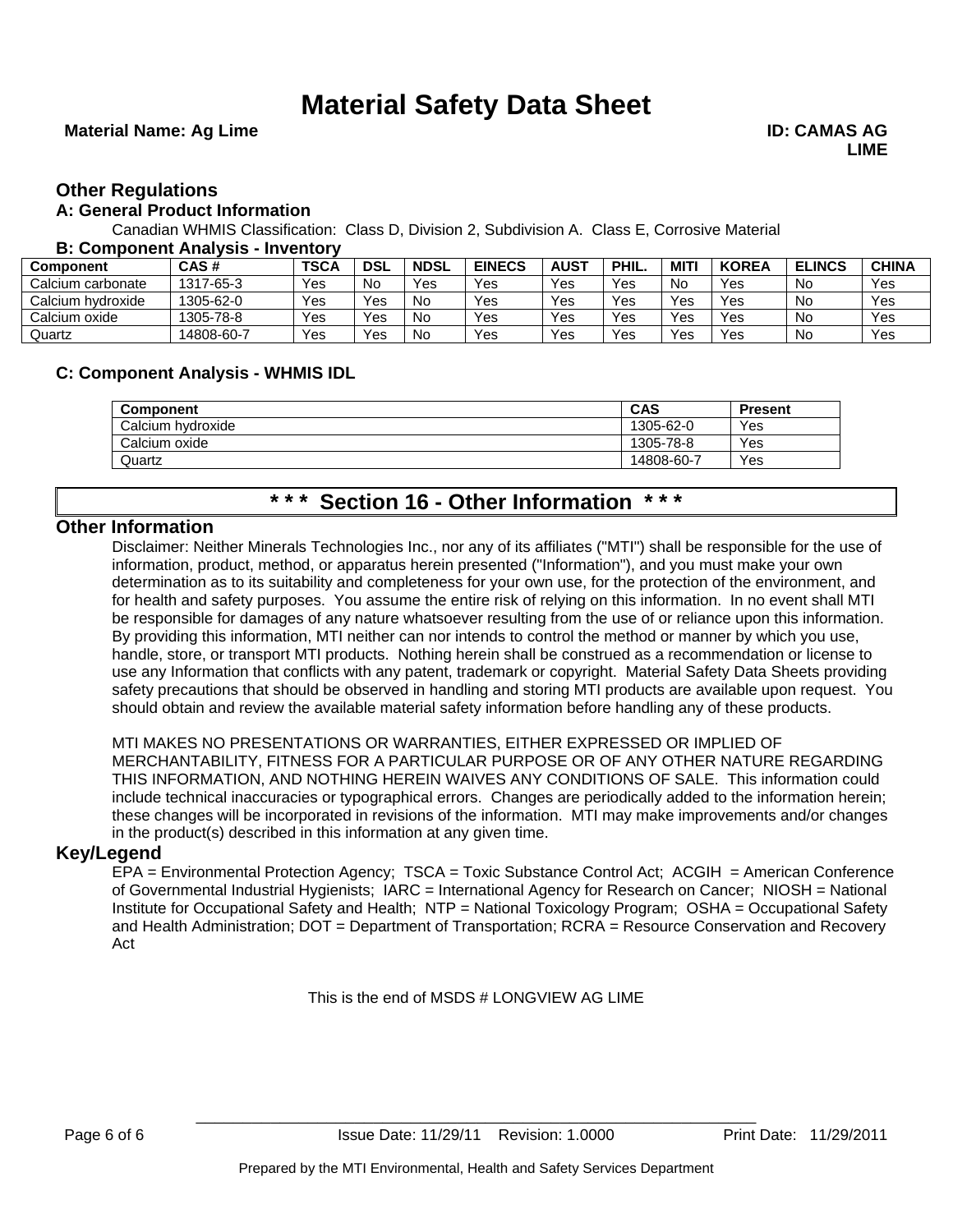## Other Regulations

### A: General Product Information

Canadian WHMIS Classification: Class D, Division 2, Subdivision A. Class E, Corrosive Material

### B: Component Analysis - Inventory

| Component | CAS # | TSCA | DSL | NDSL | EINECS | AUST | PHIL. | MITI | KOREA | ELINCS | CHINA |
|---|---|---|---|---|---|---|---|---|---|---|---|
| Calcium carbonate | 1317-65-3 | Yes | No | Yes | Yes | Yes | Yes | No | Yes | No | Yes |
| Calcium hydroxide | 1305-62-0 | Yes | Yes | No | Yes | Yes | Yes | Yes | Yes | No | Yes |
| Calcium oxide | 1305-78-8 | Yes | Yes | No | Yes | Yes | Yes | Yes | Yes | No | Yes |
| Quartz | 14808-60-7 | Yes | Yes | No | Yes | Yes | Yes | Yes | Yes | No | Yes |

### C: Component Analysis - WHMIS IDL

| Component | CAS | Present |
|---|---|---|
| Calcium hydroxide | 1305-62-0 | Yes |
| Calcium oxide | 1305-78-8 | Yes |
| Quartz | 14808-60-7 | Yes |

## * * * Section 16 - Other Information * * *

### Other Information

Disclaimer: Neither Minerals Technologies Inc., nor any of its affiliates ("MTI") shall be responsible for the use of information, product, method, or apparatus herein presented ("Information"), and you must make your own determination as to its suitability and completeness for your own use, for the protection of the environment, and for health and safety purposes. You assume the entire risk of relying on this information. In no event shall MTI be responsible for damages of any nature whatsoever resulting from the use of or reliance upon this information. By providing this information, MTI neither can nor intends to control the method or manner by which you use, handle, store, or transport MTI products. Nothing herein shall be construed as a recommendation or license to use any Information that conflicts with any patent, trademark or copyright. Material Safety Data Sheets providing safety precautions that should be observed in handling and storing MTI products are available upon request. You should obtain and review the available material safety information before handling any of these products.

MTI MAKES NO PRESENTATIONS OR WARRANTIES, EITHER EXPRESSED OR IMPLIED OF MERCHANTABILITY, FITNESS FOR A PARTICULAR PURPOSE OR OF ANY OTHER NATURE REGARDING THIS INFORMATION, AND NOTHING HEREIN WAIVES ANY CONDITIONS OF SALE. This information could include technical inaccuracies or typographical errors. Changes are periodically added to the information herein; these changes will be incorporated in revisions of the information. MTI may make improvements and/or changes in the product(s) described in this information at any given time.

### Key/Legend

EPA = Environmental Protection Agency; TSCA = Toxic Substance Control Act; ACGIH = American Conference of Governmental Industrial Hygienists; IARC = International Agency for Research on Cancer; NIOSH = National Institute for Occupational Safety and Health; NTP = National Toxicology Program; OSHA = Occupational Safety and Health Administration; DOT = Department of Transportation; RCRA = Resource Conservation and Recovery Act

This is the end of MSDS # LONGVIEW AG LIME